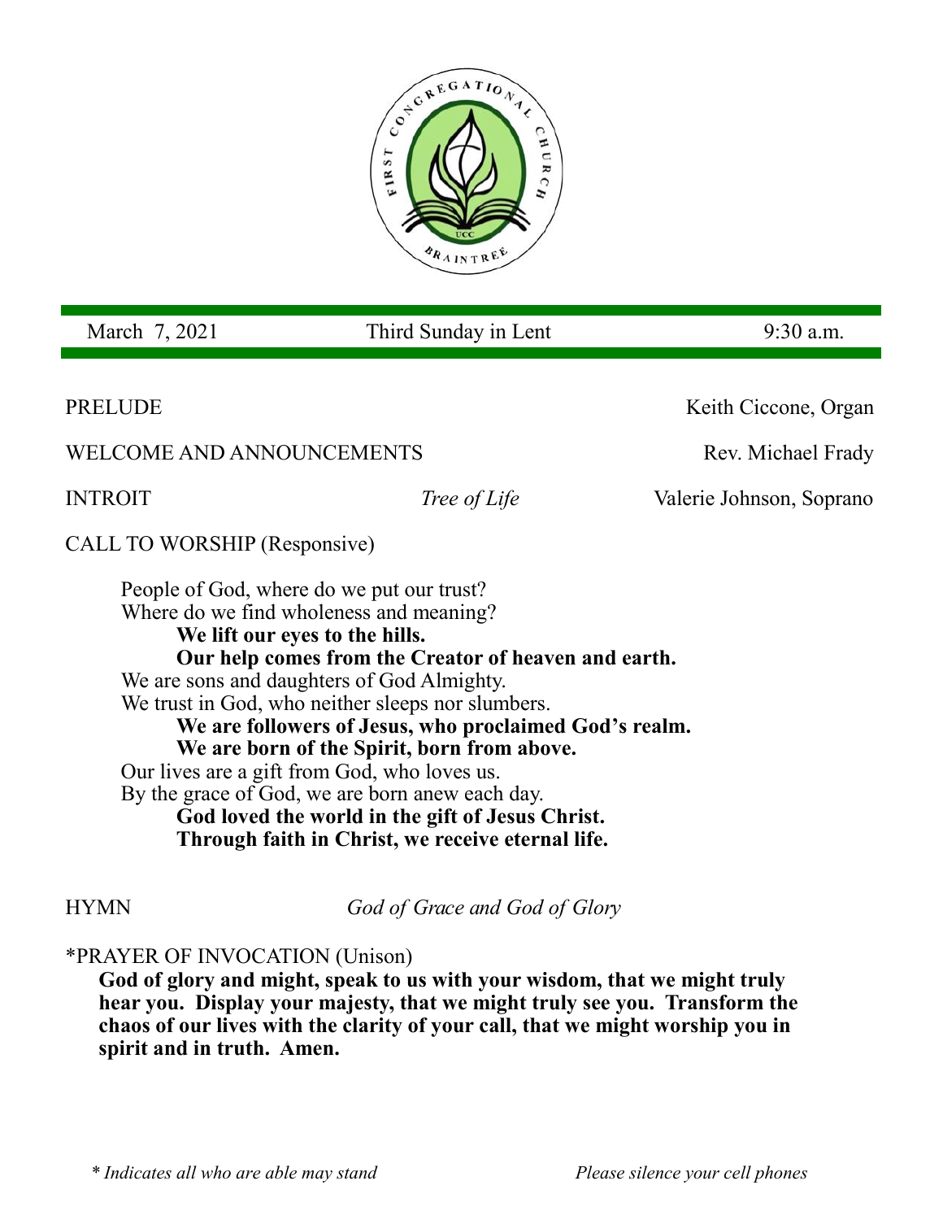FIRST CONGREGATIONAL CHURCH
UCC
BRAINTREE

March 7, 2021 | Third Sunday in Lent | 9:30 a.m.

PRELUDE — Keith Ciccone, Organ

WELCOME AND ANNOUNCEMENTS — Rev. Michael Frady

INTROIT — *Tree of Life* — Valerie Johnson, Soprano

CALL TO WORSHIP (Responsive)

People of God, where do we put our trust?
Where do we find wholeness and meaning?
**We lift our eyes to the hills.**
**Our help comes from the Creator of heaven and earth.**
We are sons and daughters of God Almighty.
We trust in God, who neither sleeps nor slumbers.
**We are followers of Jesus, who proclaimed God's realm.**
**We are born of the Spirit, born from above.**
Our lives are a gift from God, who loves us.
By the grace of God, we are born anew each day.
**God loved the world in the gift of Jesus Christ.**
**Through faith in Christ, we receive eternal life.**

HYMN — *God of Grace and God of Glory*

*PRAYER OF INVOCATION (Unison)

**God of glory and might, speak to us with your wisdom, that we might truly hear you. Display your majesty, that we might truly see you. Transform the chaos of our lives with the clarity of your call, that we might worship you in spirit and in truth. Amen.**

*\* Indicates all who are able may stand* — *Please silence your cell phones*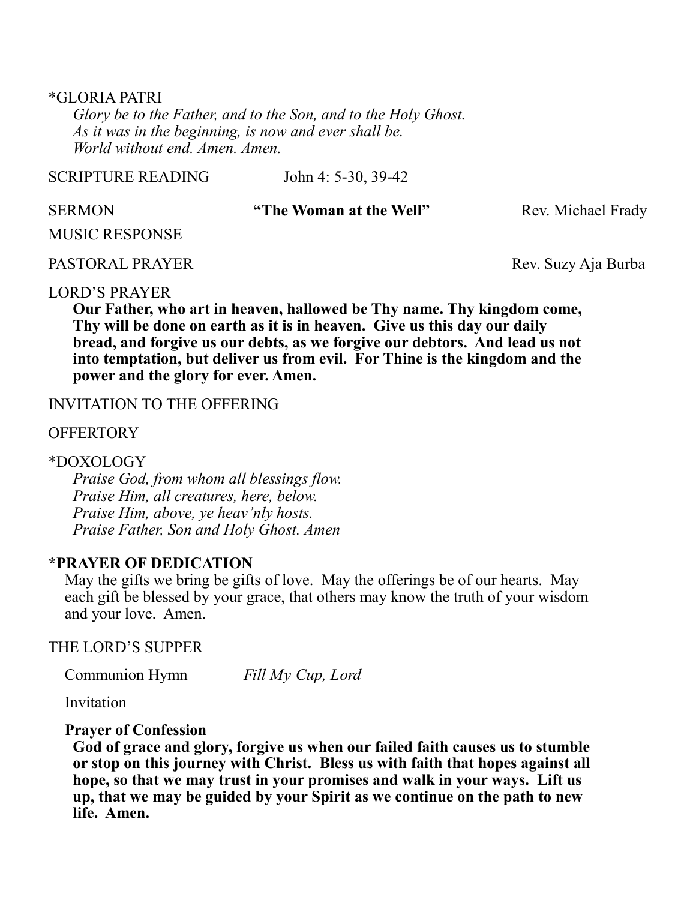*GLORIA PATRI

*Glory be to the Father, and to the Son, and to the Holy Ghost.*
*As it was in the beginning, is now and ever shall be.*
*World without end. Amen. Amen.*

SCRIPTURE READING John 4: 5-30, 39-42

SERMON **"The Woman at the Well"** Rev. Michael Frady

MUSIC RESPONSE

PASTORAL PRAYER Rev. Suzy Aja Burba

LORD'S PRAYER

**Our Father, who art in heaven, hallowed be Thy name. Thy kingdom come, Thy will be done on earth as it is in heaven. Give us this day our daily bread, and forgive us our debts, as we forgive our debtors. And lead us not into temptation, but deliver us from evil. For Thine is the kingdom and the power and the glory for ever. Amen.**

INVITATION TO THE OFFERING

OFFERTORY

*DOXOLOGY

*Praise God, from whom all blessings flow.*
*Praise Him, all creatures, here, below.*
*Praise Him, above, ye heav'nly hosts.*
*Praise Father, Son and Holy Ghost. Amen*

**\*PRAYER OF DEDICATION**

May the gifts we bring be gifts of love. May the offerings be of our hearts. May each gift be blessed by your grace, that others may know the truth of your wisdom and your love. Amen.

THE LORD'S SUPPER

Communion Hymn *Fill My Cup, Lord*

Invitation

**Prayer of Confession**

**God of grace and glory, forgive us when our failed faith causes us to stumble or stop on this journey with Christ. Bless us with faith that hopes against all hope, so that we may trust in your promises and walk in your ways. Lift us up, that we may be guided by your Spirit as we continue on the path to new life. Amen.**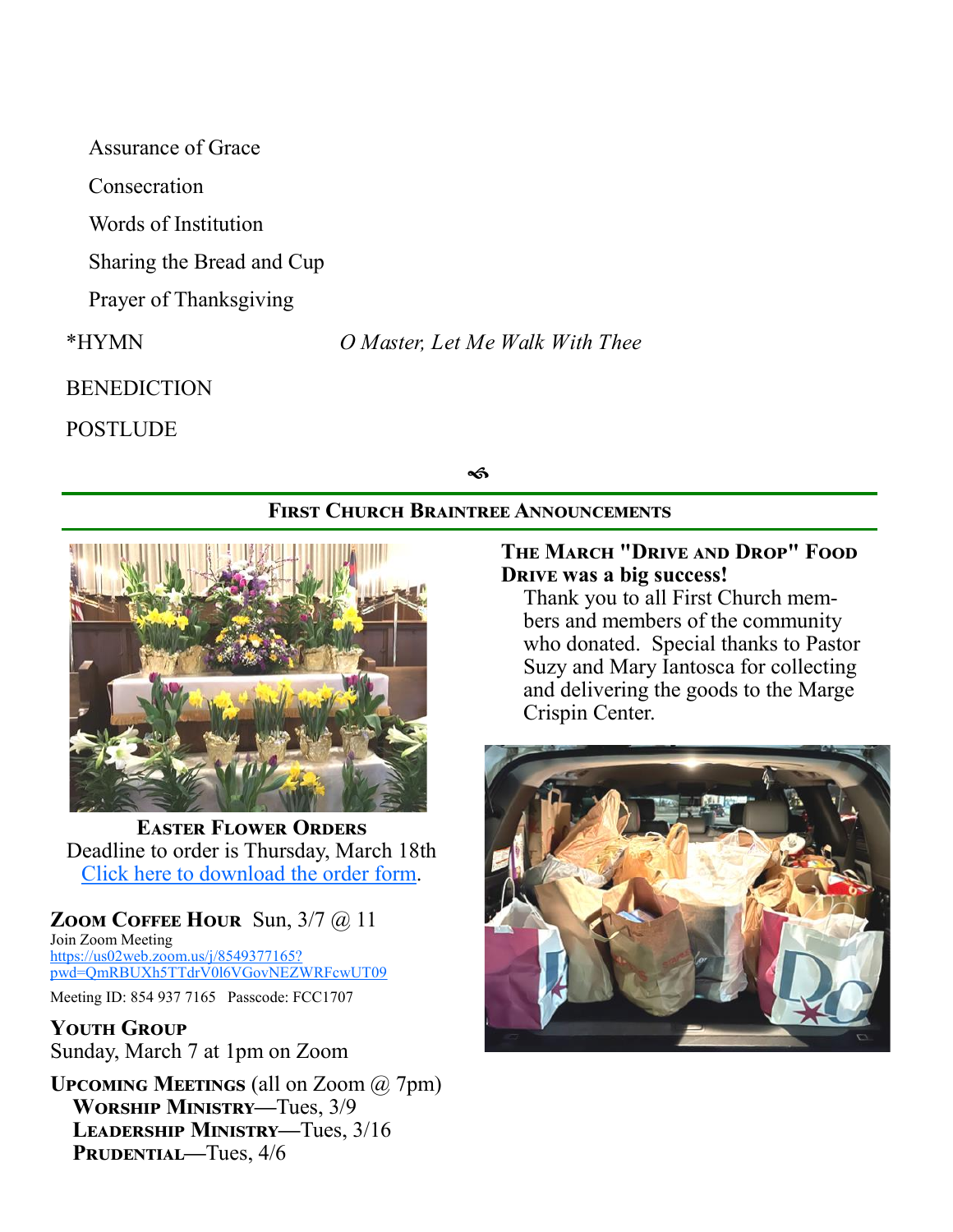Assurance of Grace

Consecration

Words of Institution

Sharing the Bread and Cup

Prayer of Thanksgiving

*HYMN *O Master, Let Me Walk With Thee*

BENEDICTION

POSTLUDE

## First Church Braintree Announcements

**Easter Flower Orders**
Deadline to order is Thursday, March 18th
[Click here to download the order form](#).

**Zoom Coffee Hour** Sun, 3/7 @ 11
Join Zoom Meeting
https://us02web.zoom.us/j/8549377165?pwd=QmRBUXh5TTdrV0l6VGovNEZWRFcwUT09
Meeting ID: 854 937 7165 Passcode: FCC1707

**Youth Group**
Sunday, March 7 at 1pm on Zoom

**Upcoming Meetings** (all on Zoom @ 7pm)
- **Worship Ministry**—Tues, 3/9
- **Leadership Ministry**—Tues, 3/16
- **Prudential**—Tues, 4/6

**The March "Drive and Drop" Food Drive was a big success!**
Thank you to all First Church members and members of the community who donated. Special thanks to Pastor Suzy and Mary Iantosca for collecting and delivering the goods to the Marge Crispin Center.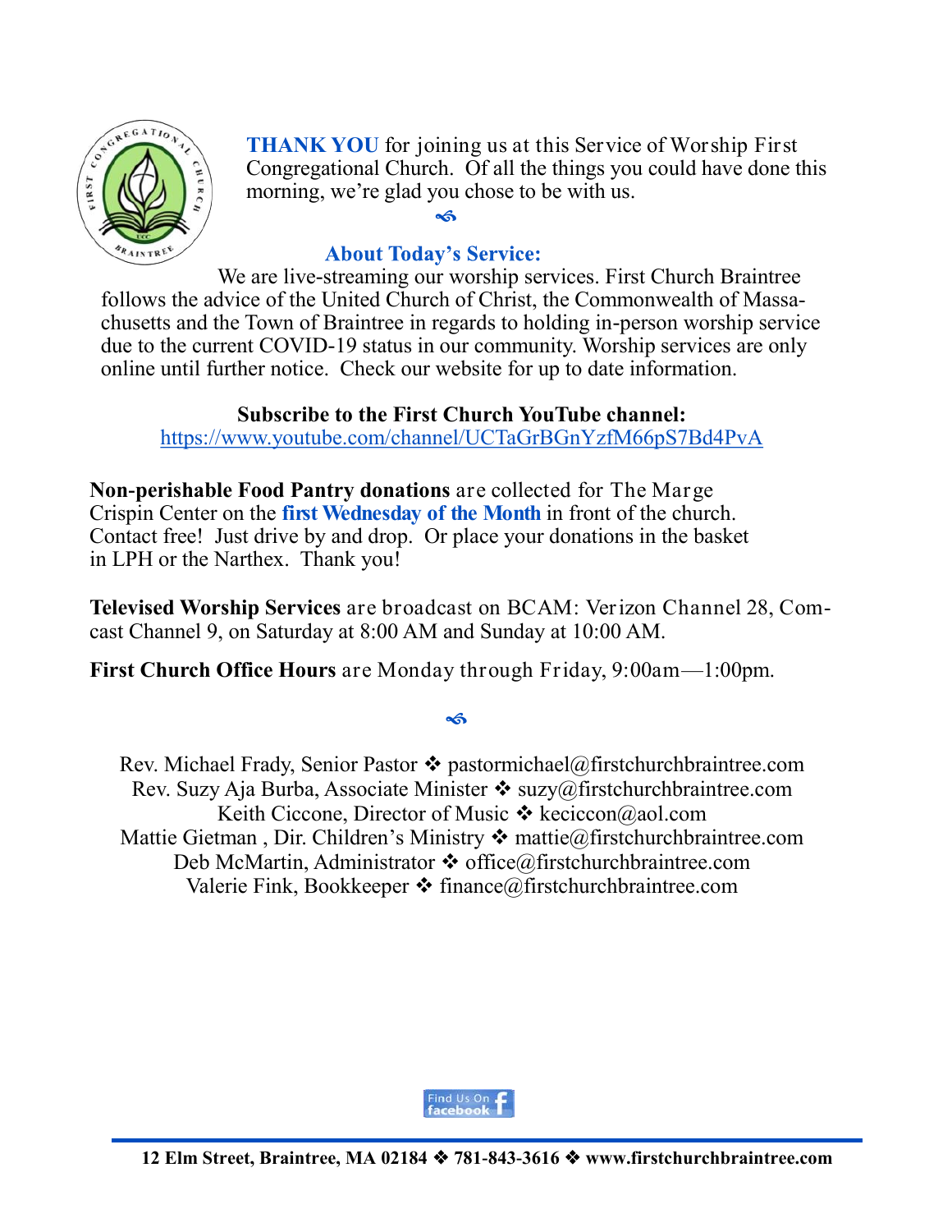**THANK YOU** for joining us at this Service of Worship First Congregational Church. Of all the things you could have done this morning, we're glad you chose to be with us.

### About Today's Service:

We are live-streaming our worship services. First Church Braintree follows the advice of the United Church of Christ, the Commonwealth of Massachusetts and the Town of Braintree in regards to holding in-person worship service due to the current COVID-19 status in our community. Worship services are only online until further notice. Check our website for up to date information.

**Subscribe to the First Church YouTube channel:**
https://www.youtube.com/channel/UCTaGrBGnYzfM66pS7Bd4PvA

**Non-perishable Food Pantry donations** are collected for The Marge Crispin Center on the **first Wednesday of the Month** in front of the church. Contact free! Just drive by and drop. Or place your donations in the basket in LPH or the Narthex. Thank you!

**Televised Worship Services** are broadcast on BCAM: Verizon Channel 28, Comcast Channel 9, on Saturday at 8:00 AM and Sunday at 10:00 AM.

**First Church Office Hours** are Monday through Friday, 9:00am—1:00pm.

Rev. Michael Frady, Senior Pastor ❖ pastormichael@firstchurchbraintree.com
Rev. Suzy Aja Burba, Associate Minister ❖ suzy@firstchurchbraintree.com
Keith Ciccone, Director of Music ❖ keciccon@aol.com
Mattie Gietman , Dir. Children's Ministry ❖ mattie@firstchurchbraintree.com
Deb McMartin, Administrator ❖ office@firstchurchbraintree.com
Valerie Fink, Bookkeeper ❖ finance@firstchurchbraintree.com

Find Us On facebook

**12 Elm Street, Braintree, MA 02184 ❖ 781-843-3616 ❖ www.firstchurchbraintree.com**